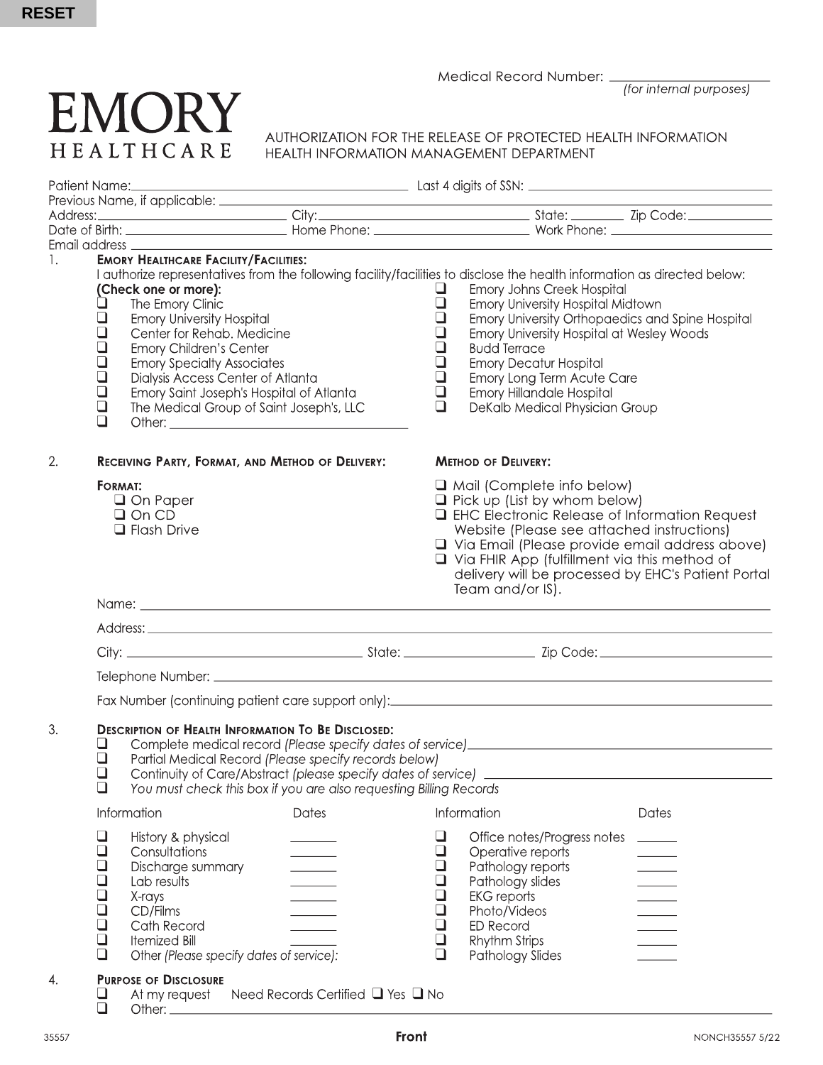RESET

Medical Record Number: ____________________
*(for internal purposes)*

# EMORY HEALTHCARE

## AUTHORIZATION FOR THE RELEASE OF PROTECTED HEALTH INFORMATION
## HEALTH INFORMATION MANAGEMENT DEPARTMENT

Patient Name: ____________________ Last 4 digits of SSN: ____________________
Previous Name, if applicable: ____________________
Address: ____________________ City: ____________________ State: ________ Zip Code: ____________
Date of Birth: ____________________ Home Phone: ____________________ Work Phone: ____________________
Email address ____________________

### 1. EMORY HEALTHCARE FACILITY/FACILITIES:

I authorize representatives from the following facility/facilities to disclose the health information as directed below:

**(Check one or more):**

- ☐ The Emory Clinic
- ☐ Emory University Hospital
- ☐ Center for Rehab. Medicine
- ☐ Emory Children's Center
- ☐ Emory Specialty Associates
- ☐ Dialysis Access Center of Atlanta
- ☐ Emory Saint Joseph's Hospital of Atlanta
- ☐ The Medical Group of Saint Joseph's, LLC
- ☐ Other: ____________________
- ☐ Emory Johns Creek Hospital
- ☐ Emory University Hospital Midtown
- ☐ Emory University Orthopaedics and Spine Hospital
- ☐ Emory University Hospital at Wesley Woods
- ☐ Budd Terrace
- ☐ Emory Decatur Hospital
- ☐ Emory Long Term Acute Care
- ☐ Emory Hillandale Hospital
- ☐ DeKalb Medical Physician Group

### 2. RECEIVING PARTY, FORMAT, AND METHOD OF DELIVERY:

**FORMAT:**

- ☐ On Paper
- ☐ On CD
- ☐ Flash Drive

**METHOD OF DELIVERY:**

- ☐ Mail (Complete info below)
- ☐ Pick up (List by whom below)
- ☐ EHC Electronic Release of Information Request Website (Please see attached instructions)
- ☐ Via Email (Please provide email address above)
- ☐ Via FHIR App (fulfillment via this method of delivery will be processed by EHC's Patient Portal Team and/or IS).

Name: ____________________
Address: ____________________
City: ____________________ State: ____________________ Zip Code: ____________________
Telephone Number: ____________________
Fax Number (continuing patient care support only): ____________________

### 3. DESCRIPTION OF HEALTH INFORMATION TO BE DISCLOSED:

- ☐ Complete medical record *(Please specify dates of service)* ____________________
- ☐ Partial Medical Record *(Please specify records below)*
- ☐ Continuity of Care/Abstract *(please specify dates of service)* ____________________
- ☐ *You must check this box if you are also requesting Billing Records*

| Information | Dates | Information | Dates |
|---|---|---|---|
| ☐ History & physical | _______ | ☐ Office notes/Progress notes | ______ |
| ☐ Consultations | _______ | ☐ Operative reports | ______ |
| ☐ Discharge summary | _______ | ☐ Pathology reports | ______ |
| ☐ Lab results | _______ | ☐ Pathology slides | ______ |
| ☐ X-rays | _______ | ☐ EKG reports | ______ |
| ☐ CD/Films | _______ | ☐ Photo/Videos | ______ |
| ☐ Cath Record | _______ | ☐ ED Record | ______ |
| ☐ Itemized Bill | _______ | ☐ Rhythm Strips | ______ |
| ☐ Other *(Please specify dates of service)*: | | ☐ Pathology Slides | ______ |

### 4. PURPOSE OF DISCLOSURE

- ☐ At my request  Need Records Certified ☐ Yes ☐ No
- ☐ Other: ____________________

35557 **Front** NONCH35557 5/22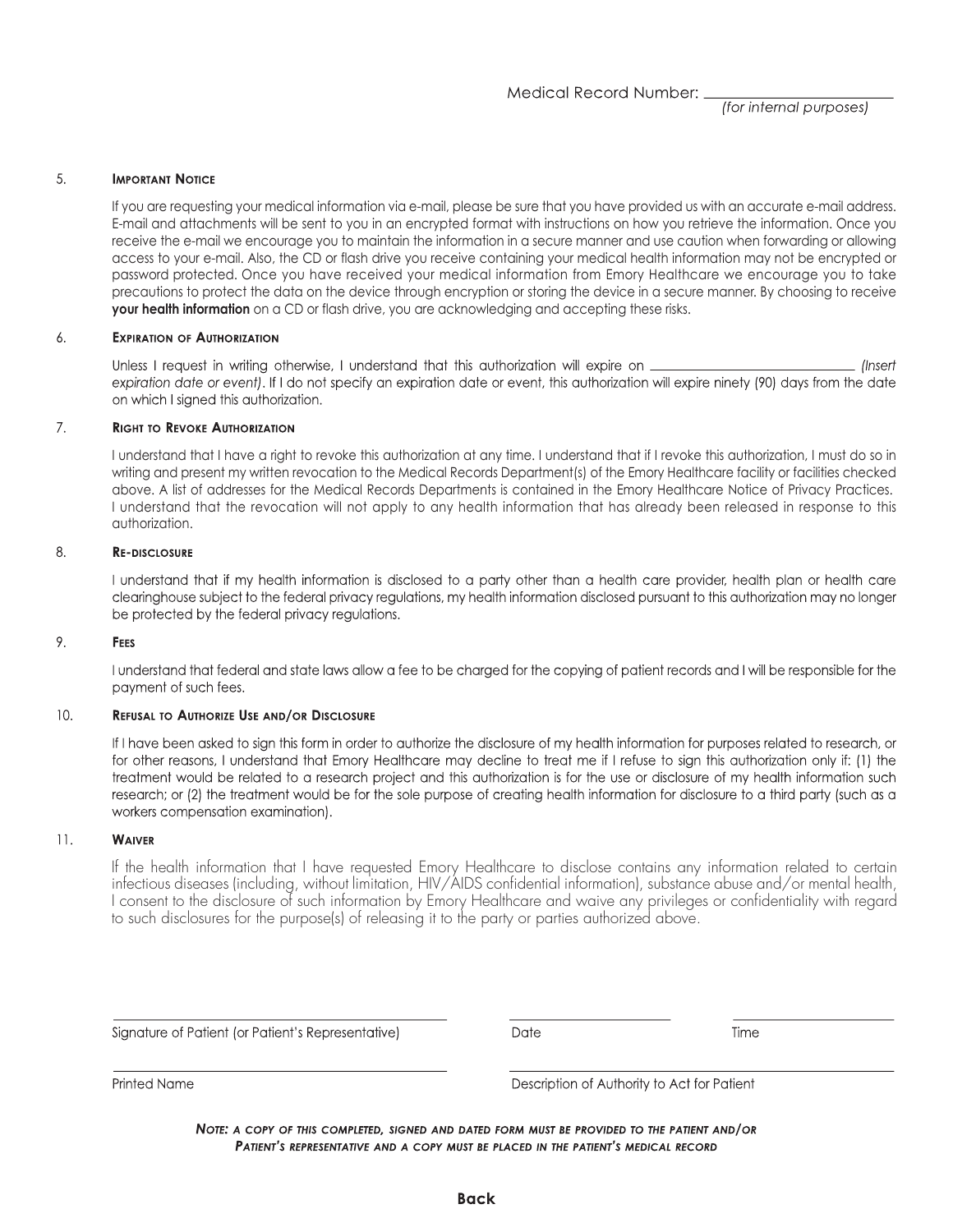Medical Record Number: ______________________
*(for internal purposes)*

5. **Important Notice**

If you are requesting your medical information via e-mail, please be sure that you have provided us with an accurate e-mail address. E-mail and attachments will be sent to you in an encrypted format with instructions on how you retrieve the information. Once you receive the e-mail we encourage you to maintain the information in a secure manner and use caution when forwarding or allowing access to your e-mail. Also, the CD or flash drive you receive containing your medical health information may not be encrypted or password protected. Once you have received your medical information from Emory Healthcare we encourage you to take precautions to protect the data on the device through encryption or storing the device in a secure manner. By choosing to receive **your health information** on a CD or flash drive, you are acknowledging and accepting these risks.

6. **Expiration of Authorization**

Unless I request in writing otherwise, I understand that this authorization will expire on ______________________ *(Insert expiration date or event)*. If I do not specify an expiration date or event, this authorization will expire ninety (90) days from the date on which I signed this authorization.

7. **Right to Revoke Authorization**

I understand that I have a right to revoke this authorization at any time. I understand that if I revoke this authorization, I must do so in writing and present my written revocation to the Medical Records Department(s) of the Emory Healthcare facility or facilities checked above. A list of addresses for the Medical Records Departments is contained in the Emory Healthcare Notice of Privacy Practices. I understand that the revocation will not apply to any health information that has already been released in response to this authorization.

8. **Re-disclosure**

I understand that if my health information is disclosed to a party other than a health care provider, health plan or health care clearinghouse subject to the federal privacy regulations, my health information disclosed pursuant to this authorization may no longer be protected by the federal privacy regulations.

9. **Fees**

I understand that federal and state laws allow a fee to be charged for the copying of patient records and I will be responsible for the payment of such fees.

10. **Refusal to Authorize Use and/or Disclosure**

If I have been asked to sign this form in order to authorize the disclosure of my health information for purposes related to research, or for other reasons, I understand that Emory Healthcare may decline to treat me if I refuse to sign this authorization only if: (1) the treatment would be related to a research project and this authorization is for the use or disclosure of my health information such research; or (2) the treatment would be for the sole purpose of creating health information for disclosure to a third party (such as a workers compensation examination).

11. **Waiver**

If the health information that I have requested Emory Healthcare to disclose contains any information related to certain infectious diseases (including, without limitation, HIV/AIDS confidential information), substance abuse and/or mental health, I consent to the disclosure of such information by Emory Healthcare and waive any privileges or confidentiality with regard to such disclosures for the purpose(s) of releasing it to the party or parties authorized above.

______________________________ ______________ ______________
Signature of Patient (or Patient's Representative) Date Time

______________________________ ______________________________
Printed Name Description of Authority to Act for Patient

***Note: a copy of this completed, signed and dated form must be provided to the patient and/or Patient's representative and a copy must be placed in the patient's medical record***

**Back**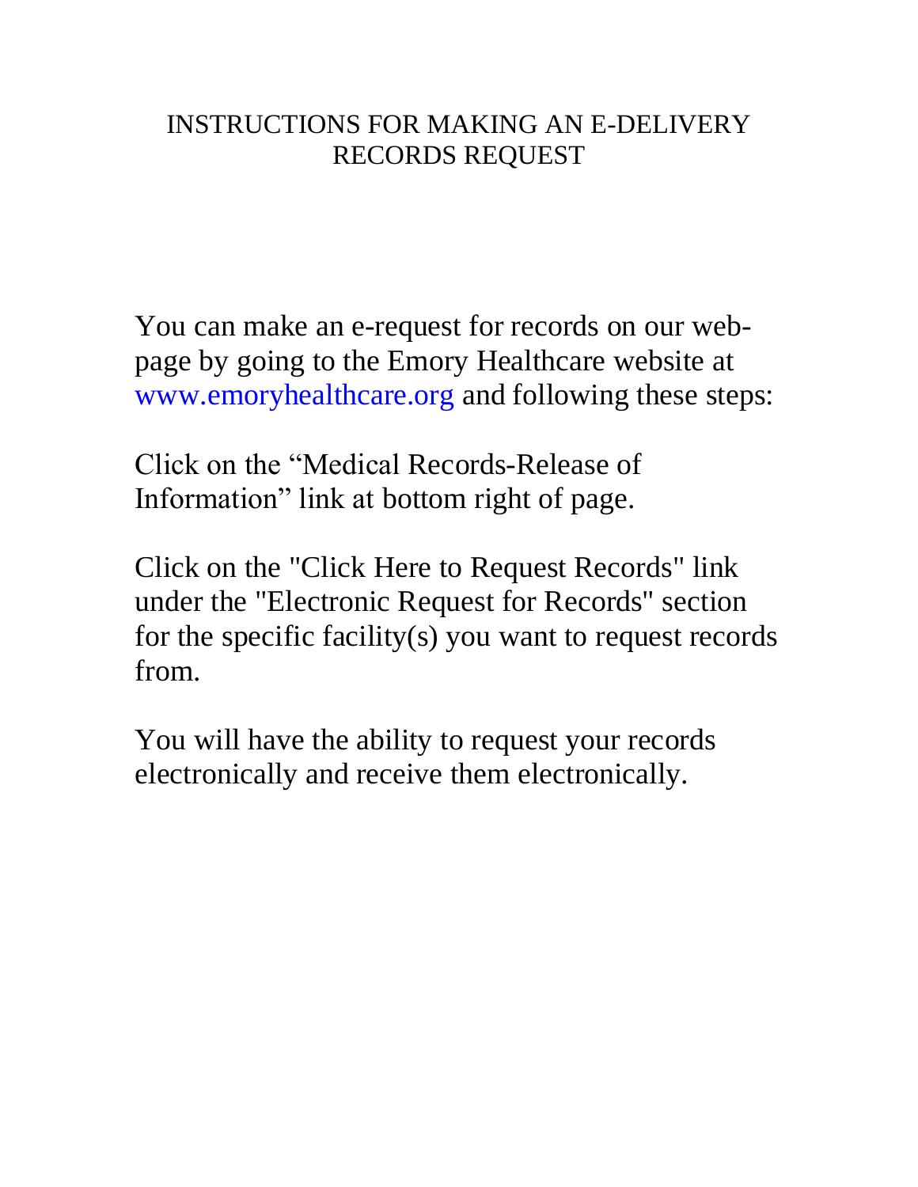# INSTRUCTIONS FOR MAKING AN E-DELIVERY RECORDS REQUEST

You can make an e-request for records on our web-page by going to the Emory Healthcare website at www.emoryhealthcare.org and following these steps:

Click on the "Medical Records-Release of Information" link at bottom right of page.

Click on the "Click Here to Request Records" link under the "Electronic Request for Records" section for the specific facility(s) you want to request records from.

You will have the ability to request your records electronically and receive them electronically.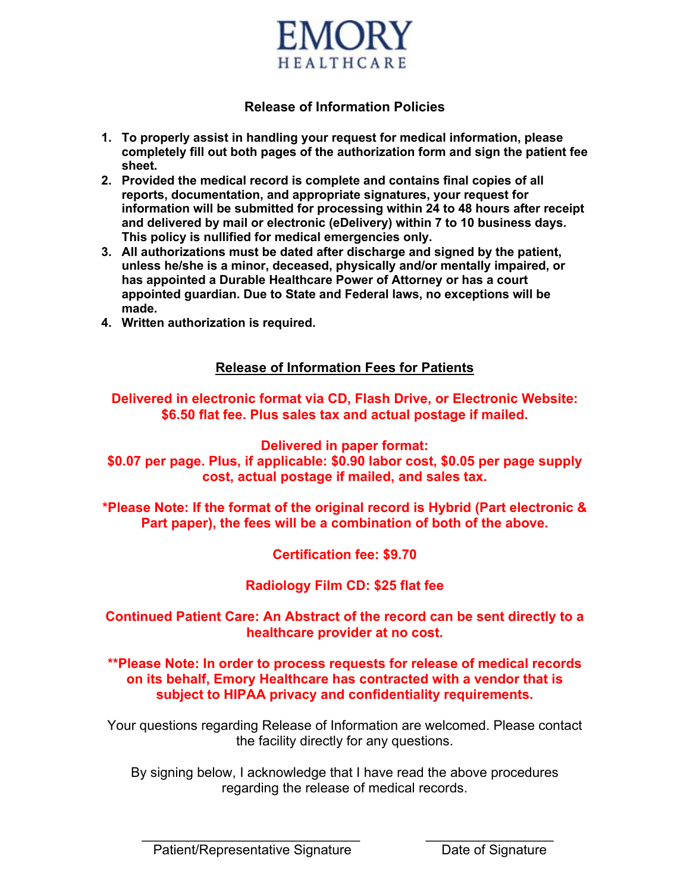# EMORY
HEALTHCARE

## Release of Information Policies

1. **To properly assist in handling your request for medical information, please completely fill out both pages of the authorization form and sign the patient fee sheet.**
2. **Provided the medical record is complete and contains final copies of all reports, documentation, and appropriate signatures, your request for information will be submitted for processing within 24 to 48 hours after receipt and delivered by mail or electronic (eDelivery) within 7 to 10 business days. This policy is nullified for medical emergencies only.**
3. **All authorizations must be dated after discharge and signed by the patient, unless he/she is a minor, deceased, physically and/or mentally impaired, or has appointed a Durable Healthcare Power of Attorney or has a court appointed guardian. Due to State and Federal laws, no exceptions will be made.**
4. **Written authorization is required.**

## Release of Information Fees for Patients

**Delivered in electronic format via CD, Flash Drive, or Electronic Website: $6.50 flat fee. Plus sales tax and actual postage if mailed.**

**Delivered in paper format:**
**$0.07 per page. Plus, if applicable: $0.90 labor cost, $0.05 per page supply cost, actual postage if mailed, and sales tax.**

**\*Please Note: If the format of the original record is Hybrid (Part electronic & Part paper), the fees will be a combination of both of the above.**

**Certification fee: $9.70**

**Radiology Film CD: $25 flat fee**

**Continued Patient Care: An Abstract of the record can be sent directly to a healthcare provider at no cost.**

**\*\*Please Note: In order to process requests for release of medical records on its behalf, Emory Healthcare has contracted with a vendor that is subject to HIPAA privacy and confidentiality requirements.**

Your questions regarding Release of Information are welcomed. Please contact the facility directly for any questions.

By signing below, I acknowledge that I have read the above procedures regarding the release of medical records.

_______________________________ Patient/Representative Signature

_________________ Date of Signature